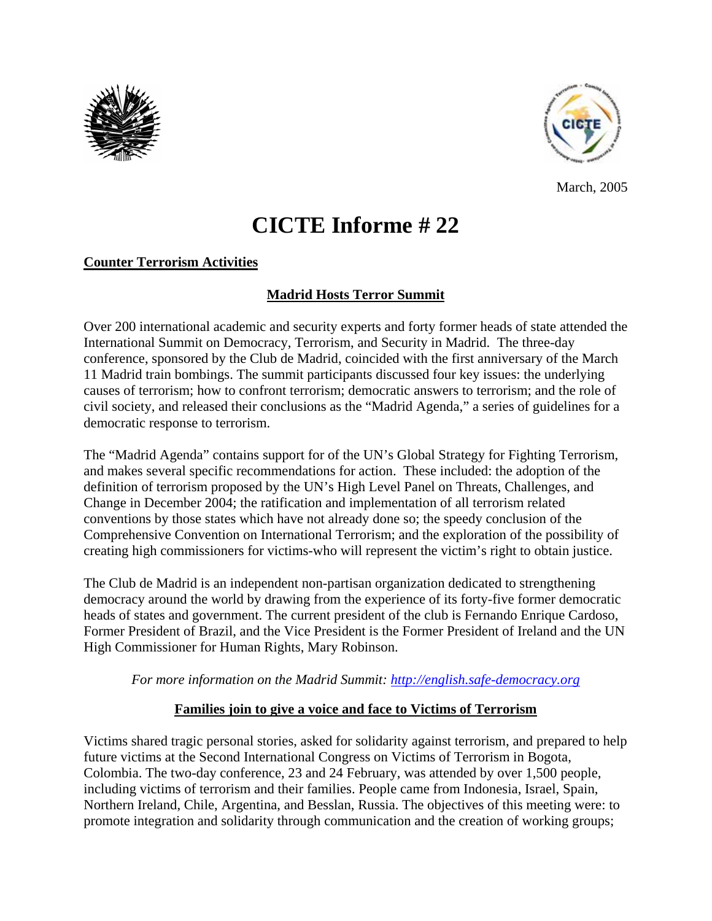March, 2005

# CICTE Informe # 22

## Counter Terrorism Activities

### Madrid Hosts Terror Summit

Over 200 international academic and security experts and forty former heads of state attended the International Summit on Democracy, Terrorism, and Security in Madrid. The three-day conference, sponsored by the Club de Madrid, coincided with the first anniversary of the March 11 Madrid train bombings. The summit participants discussed four key issues: the underlying causes of terrorism; how to confront terrorism; democratic answers to terrorism; and the role of civil society, and released their conclusions as the "Madrid Agenda," a series of guidelines for a democratic response to terrorism.

The "Madrid Agenda" contains support for of the UN's Global Strategy for Fighting Terrorism, and makes several specific recommendations for action. These included: the adoption of the definition of terrorism proposed by the UN's High Level Panel on Threats, Challenges, and Change in December 2004; the ratification and implementation of all terrorism related conventions by those states which have not already done so; the speedy conclusion of the Comprehensive Convention on International Terrorism; and the exploration of the possibility of creating high commissioners for victims-who will represent the victim's right to obtain justice.

The Club de Madrid is an independent non-partisan organization dedicated to strengthening democracy around the world by drawing from the experience of its forty-five former democratic heads of states and government. The current president of the club is Fernando Enrique Cardoso, Former President of Brazil, and the Vice President is the Former President of Ireland and the UN High Commissioner for Human Rights, Mary Robinson.

*For more information on the Madrid Summit: http://english.safe-democracy.org*

### Families join to give a voice and face to Victims of Terrorism

Victims shared tragic personal stories, asked for solidarity against terrorism, and prepared to help future victims at the Second International Congress on Victims of Terrorism in Bogota, Colombia. The two-day conference, 23 and 24 February, was attended by over 1,500 people, including victims of terrorism and their families. People came from Indonesia, Israel, Spain, Northern Ireland, Chile, Argentina, and Besslan, Russia. The objectives of this meeting were: to promote integration and solidarity through communication and the creation of working groups;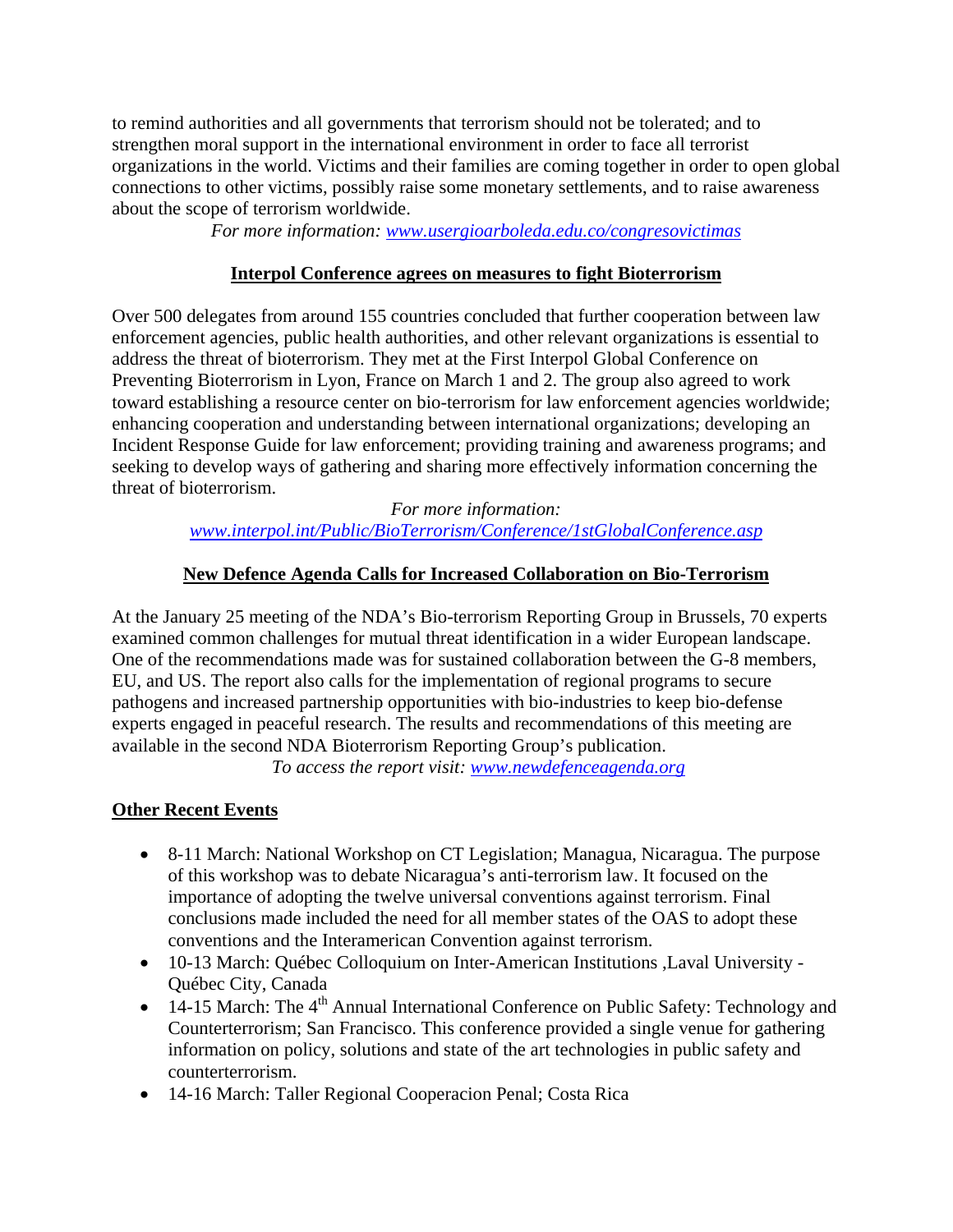to remind authorities and all governments that terrorism should not be tolerated; and to strengthen moral support in the international environment in order to face all terrorist organizations in the world. Victims and their families are coming together in order to open global connections to other victims, possibly raise some monetary settlements, and to raise awareness about the scope of terrorism worldwide.

*For more information: [www.usergioarboleda.edu.co/congresovictimas](http://www.usergioarboleda.edu.co/congresovictimas)*

## Interpol Conference agrees on measures to fight Bioterrorism

Over 500 delegates from around 155 countries concluded that further cooperation between law enforcement agencies, public health authorities, and other relevant organizations is essential to address the threat of bioterrorism. They met at the First Interpol Global Conference on Preventing Bioterrorism in Lyon, France on March 1 and 2. The group also agreed to work toward establishing a resource center on bio-terrorism for law enforcement agencies worldwide; enhancing cooperation and understanding between international organizations; developing an Incident Response Guide for law enforcement; providing training and awareness programs; and seeking to develop ways of gathering and sharing more effectively information concerning the threat of bioterrorism.

*For more information:*
*[www.interpol.int/Public/BioTerrorism/Conference/1stGlobalConference.asp](http://www.interpol.int/Public/BioTerrorism/Conference/1stGlobalConference.asp)*

## New Defence Agenda Calls for Increased Collaboration on Bio-Terrorism

At the January 25 meeting of the NDA's Bio-terrorism Reporting Group in Brussels, 70 experts examined common challenges for mutual threat identification in a wider European landscape. One of the recommendations made was for sustained collaboration between the G-8 members, EU, and US. The report also calls for the implementation of regional programs to secure pathogens and increased partnership opportunities with bio-industries to keep bio-defense experts engaged in peaceful research. The results and recommendations of this meeting are available in the second NDA Bioterrorism Reporting Group's publication.

*To access the report visit: [www.newdefenceagenda.org](http://www.newdefenceagenda.org)*

## Other Recent Events

- 8-11 March: National Workshop on CT Legislation; Managua, Nicaragua. The purpose of this workshop was to debate Nicaragua's anti-terrorism law. It focused on the importance of adopting the twelve universal conventions against terrorism. Final conclusions made included the need for all member states of the OAS to adopt these conventions and the Interamerican Convention against terrorism.
- 10-13 March: Québec Colloquium on Inter-American Institutions ,Laval University - Québec City, Canada
- 14-15 March: The 4th Annual International Conference on Public Safety: Technology and Counterterrorism; San Francisco. This conference provided a single venue for gathering information on policy, solutions and state of the art technologies in public safety and counterterrorism.
- 14-16 March: Taller Regional Cooperacion Penal; Costa Rica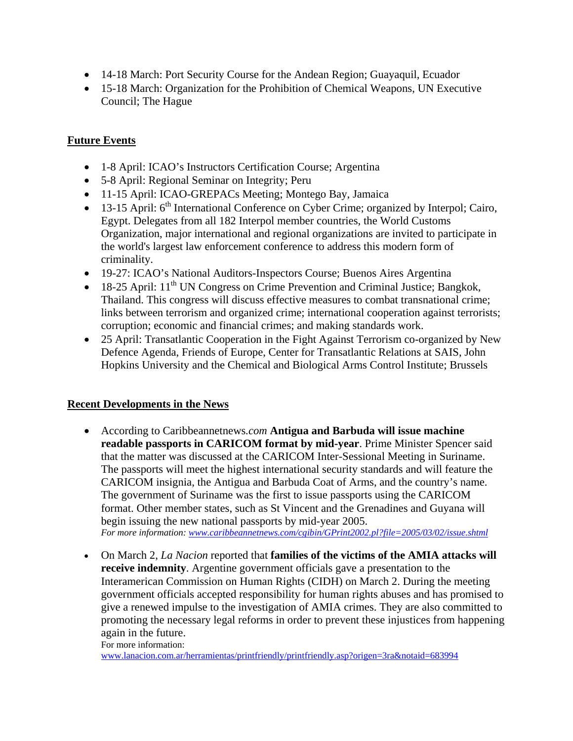- 14-18 March: Port Security Course for the Andean Region; Guayaquil, Ecuador
- 15-18 March: Organization for the Prohibition of Chemical Weapons, UN Executive Council; The Hague

## Future Events

- 1-8 April: ICAO's Instructors Certification Course; Argentina
- 5-8 April: Regional Seminar on Integrity; Peru
- 11-15 April: ICAO-GREPACs Meeting; Montego Bay, Jamaica
- 13-15 April: 6th International Conference on Cyber Crime; organized by Interpol; Cairo, Egypt. Delegates from all 182 Interpol member countries, the World Customs Organization, major international and regional organizations are invited to participate in the world's largest law enforcement conference to address this modern form of criminality.
- 19-27: ICAO's National Auditors-Inspectors Course; Buenos Aires Argentina
- 18-25 April: 11th UN Congress on Crime Prevention and Criminal Justice; Bangkok, Thailand. This congress will discuss effective measures to combat transnational crime; links between terrorism and organized crime; international cooperation against terrorists; corruption; economic and financial crimes; and making standards work.
- 25 April: Transatlantic Cooperation in the Fight Against Terrorism co-organized by New Defence Agenda, Friends of Europe, Center for Transatlantic Relations at SAIS, John Hopkins University and the Chemical and Biological Arms Control Institute; Brussels

## Recent Developments in the News

- According to Caribbeannetnews.*com* **Antigua and Barbuda will issue machine readable passports in CARICOM format by mid-year**. Prime Minister Spencer said that the matter was discussed at the CARICOM Inter-Sessional Meeting in Suriname. The passports will meet the highest international security standards and will feature the CARICOM insignia, the Antigua and Barbuda Coat of Arms, and the country's name. The government of Suriname was the first to issue passports using the CARICOM format. Other member states, such as St Vincent and the Grenadines and Guyana will begin issuing the new national passports by mid-year 2005.
  *For more information: www.caribbeannetnews.com/cgibin/GPrint2002.pl?file=2005/03/02/issue.shtml*

- On March 2, *La Nacion* reported that **families of the victims of the AMIA attacks will receive indemnity**. Argentine government officials gave a presentation to the Interamerican Commission on Human Rights (CIDH) on March 2. During the meeting government officials accepted responsibility for human rights abuses and has promised to give a renewed impulse to the investigation of AMIA crimes. They are also committed to promoting the necessary legal reforms in order to prevent these injustices from happening again in the future.
  For more information:
  www.lanacion.com.ar/herramientas/printfriendly/printfriendly.asp?origen=3ra&notaid=683994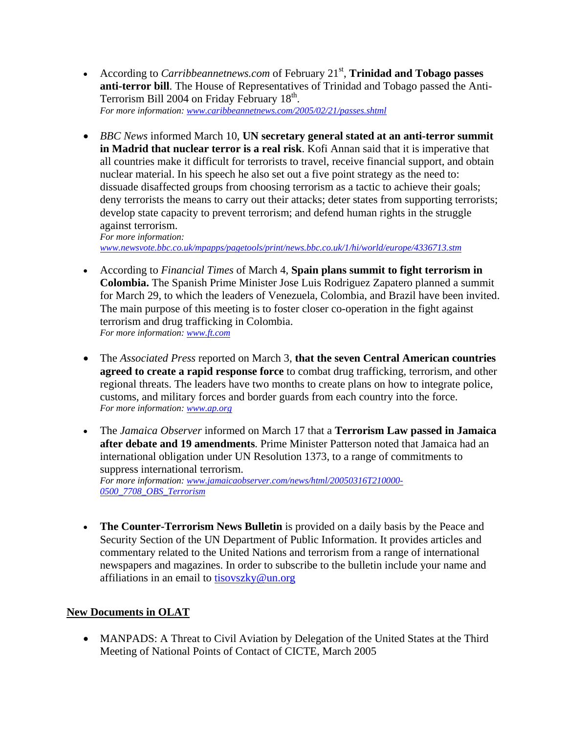- According to *Carribbeannetnews.com* of February 21st, **Trinidad and Tobago passes anti-terror bill**. The House of Representatives of Trinidad and Tobago passed the Anti-Terrorism Bill 2004 on Friday February 18th.
*For more information: www.caribbeannetnews.com/2005/02/21/passes.shtml*

- *BBC News* informed March 10, **UN secretary general stated at an anti-terror summit in Madrid that nuclear terror is a real risk**. Kofi Annan said that it is imperative that all countries make it difficult for terrorists to travel, receive financial support, and obtain nuclear material. In his speech he also set out a five point strategy as the need to: dissuade disaffected groups from choosing terrorism as a tactic to achieve their goals; deny terrorists the means to carry out their attacks; deter states from supporting terrorists; develop state capacity to prevent terrorism; and defend human rights in the struggle against terrorism.
*For more information: www.newsvote.bbc.co.uk/mpapps/pagetools/print/news.bbc.co.uk/1/hi/world/europe/4336713.stm*

- According to *Financial Times* of March 4, **Spain plans summit to fight terrorism in Colombia.** The Spanish Prime Minister Jose Luis Rodriguez Zapatero planned a summit for March 29, to which the leaders of Venezuela, Colombia, and Brazil have been invited. The main purpose of this meeting is to foster closer co-operation in the fight against terrorism and drug trafficking in Colombia.
*For more information: www.ft.com*

- The *Associated Press* reported on March 3, **that the seven Central American countries agreed to create a rapid response force** to combat drug trafficking, terrorism, and other regional threats. The leaders have two months to create plans on how to integrate police, customs, and military forces and border guards from each country into the force.
*For more information: www.ap.org*

- The *Jamaica Observer* informed on March 17 that a **Terrorism Law passed in Jamaica after debate and 19 amendments**. Prime Minister Patterson noted that Jamaica had an international obligation under UN Resolution 1373, to a range of commitments to suppress international terrorism.
*For more information: www.jamaicaobserver.com/news/html/20050316T210000-0500_7708_OBS_Terrorism*

- **The Counter-Terrorism News Bulletin** is provided on a daily basis by the Peace and Security Section of the UN Department of Public Information. It provides articles and commentary related to the United Nations and terrorism from a range of international newspapers and magazines. In order to subscribe to the bulletin include your name and affiliations in an email to tisovszky@un.org

## New Documents in OLAT

- MANPADS: A Threat to Civil Aviation by Delegation of the United States at the Third Meeting of National Points of Contact of CICTE, March 2005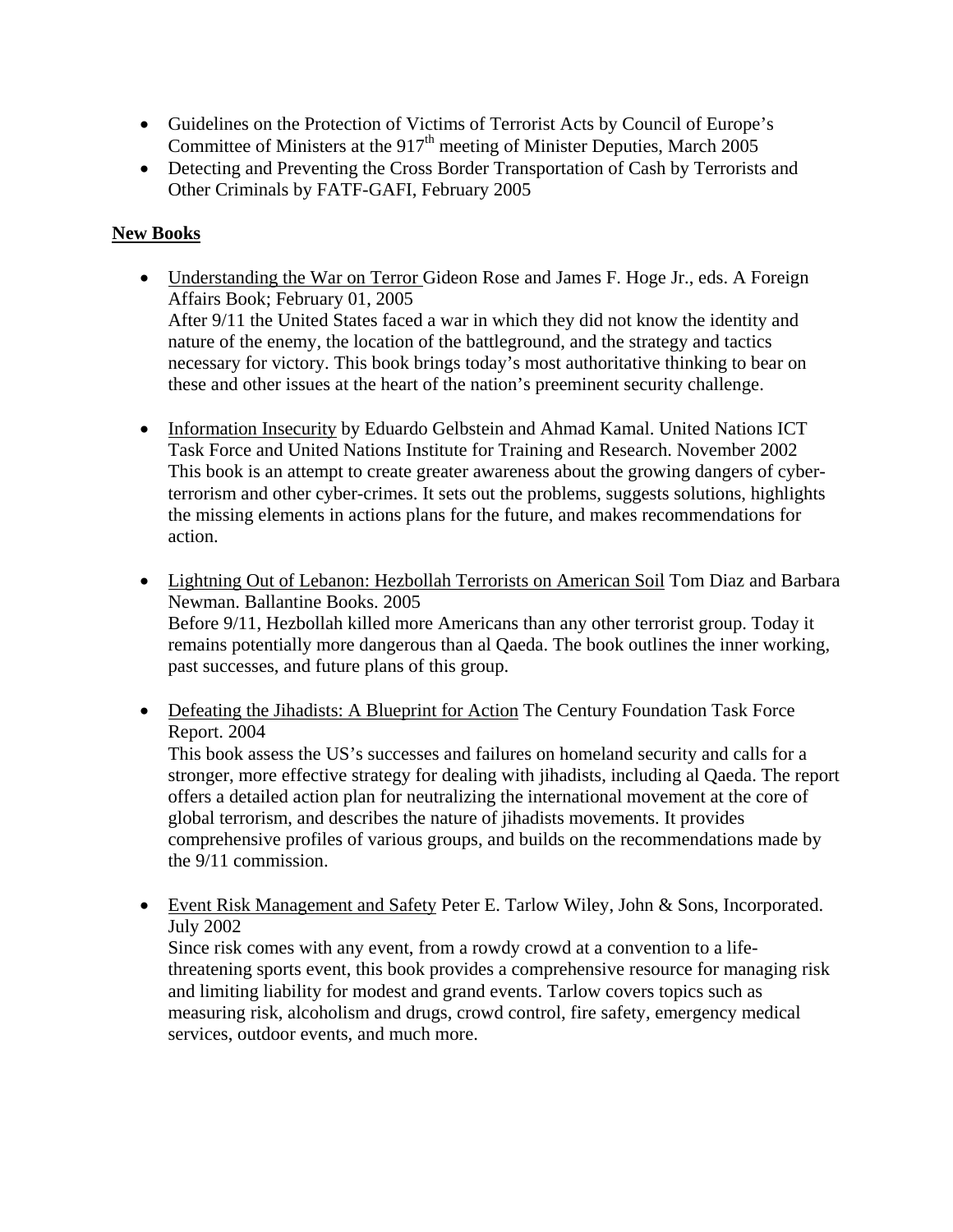- Guidelines on the Protection of Victims of Terrorist Acts by Council of Europe's Committee of Ministers at the 917th meeting of Minister Deputies, March 2005
- Detecting and Preventing the Cross Border Transportation of Cash by Terrorists and Other Criminals by FATF-GAFI, February 2005

## New Books

- Understanding the War on Terror Gideon Rose and James F. Hoge Jr., eds. A Foreign Affairs Book; February 01, 2005
  After 9/11 the United States faced a war in which they did not know the identity and nature of the enemy, the location of the battleground, and the strategy and tactics necessary for victory. This book brings today's most authoritative thinking to bear on these and other issues at the heart of the nation's preeminent security challenge.

- Information Insecurity by Eduardo Gelbstein and Ahmad Kamal. United Nations ICT Task Force and United Nations Institute for Training and Research. November 2002
  This book is an attempt to create greater awareness about the growing dangers of cyber-terrorism and other cyber-crimes. It sets out the problems, suggests solutions, highlights the missing elements in actions plans for the future, and makes recommendations for action.

- Lightning Out of Lebanon: Hezbollah Terrorists on American Soil Tom Diaz and Barbara Newman. Ballantine Books. 2005
  Before 9/11, Hezbollah killed more Americans than any other terrorist group. Today it remains potentially more dangerous than al Qaeda. The book outlines the inner working, past successes, and future plans of this group.

- Defeating the Jihadists: A Blueprint for Action The Century Foundation Task Force Report. 2004
  This book assess the US's successes and failures on homeland security and calls for a stronger, more effective strategy for dealing with jihadists, including al Qaeda. The report offers a detailed action plan for neutralizing the international movement at the core of global terrorism, and describes the nature of jihadists movements. It provides comprehensive profiles of various groups, and builds on the recommendations made by the 9/11 commission.

- Event Risk Management and Safety Peter E. Tarlow Wiley, John & Sons, Incorporated. July 2002
  Since risk comes with any event, from a rowdy crowd at a convention to a life-threatening sports event, this book provides a comprehensive resource for managing risk and limiting liability for modest and grand events. Tarlow covers topics such as measuring risk, alcoholism and drugs, crowd control, fire safety, emergency medical services, outdoor events, and much more.